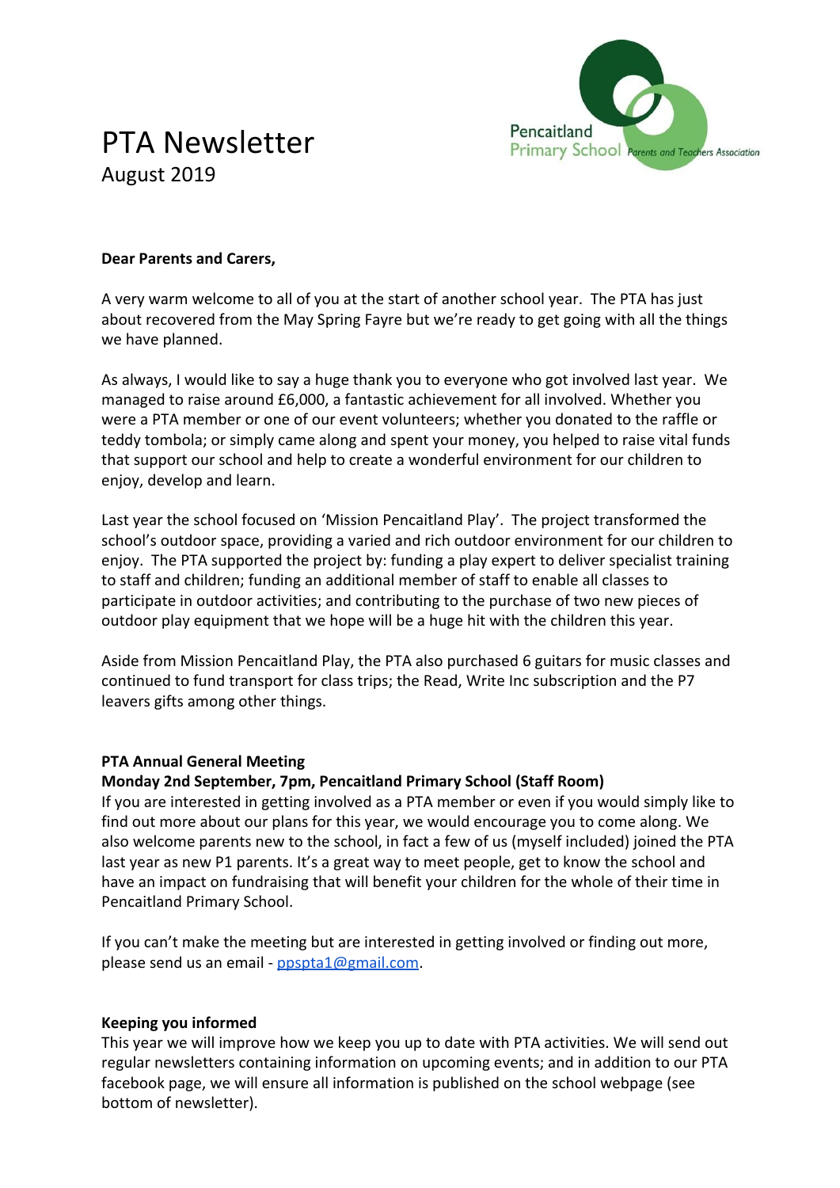# PTA Newsletter

August 2019

Pencaitland Primary School Parents and Teachers Association

**Dear Parents and Carers,**

A very warm welcome to all of you at the start of another school year. The PTA has just about recovered from the May Spring Fayre but we're ready to get going with all the things we have planned.

As always, I would like to say a huge thank you to everyone who got involved last year. We managed to raise around £6,000, a fantastic achievement for all involved. Whether you were a PTA member or one of our event volunteers; whether you donated to the raffle or teddy tombola; or simply came along and spent your money, you helped to raise vital funds that support our school and help to create a wonderful environment for our children to enjoy, develop and learn.

Last year the school focused on 'Mission Pencaitland Play'. The project transformed the school's outdoor space, providing a varied and rich outdoor environment for our children to enjoy. The PTA supported the project by: funding a play expert to deliver specialist training to staff and children; funding an additional member of staff to enable all classes to participate in outdoor activities; and contributing to the purchase of two new pieces of outdoor play equipment that we hope will be a huge hit with the children this year.

Aside from Mission Pencaitland Play, the PTA also purchased 6 guitars for music classes and continued to fund transport for class trips; the Read, Write Inc subscription and the P7 leavers gifts among other things.

**PTA Annual General Meeting**
**Monday 2nd September, 7pm, Pencaitland Primary School (Staff Room)**

If you are interested in getting involved as a PTA member or even if you would simply like to find out more about our plans for this year, we would encourage you to come along. We also welcome parents new to the school, in fact a few of us (myself included) joined the PTA last year as new P1 parents. It's a great way to meet people, get to know the school and have an impact on fundraising that will benefit your children for the whole of their time in Pencaitland Primary School.

If you can't make the meeting but are interested in getting involved or finding out more, please send us an email - ppspta1@gmail.com.

**Keeping you informed**

This year we will improve how we keep you up to date with PTA activities. We will send out regular newsletters containing information on upcoming events; and in addition to our PTA facebook page, we will ensure all information is published on the school webpage (see bottom of newsletter).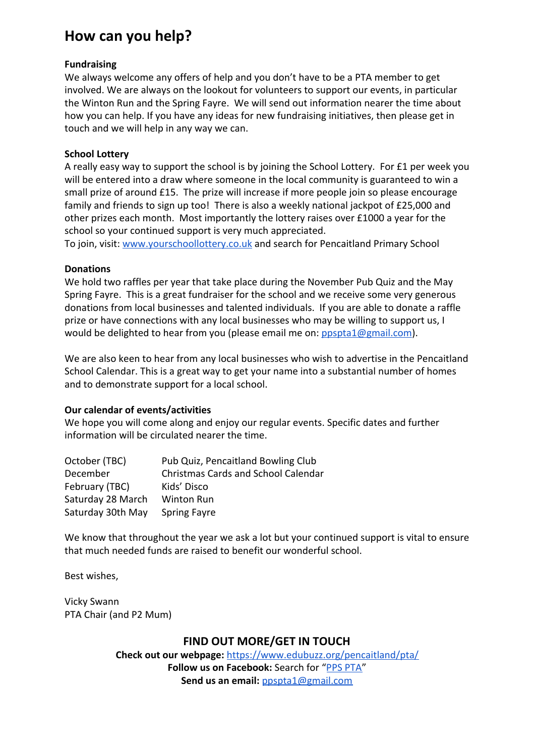# How can you help?

**Fundraising**

We always welcome any offers of help and you don't have to be a PTA member to get involved. We are always on the lookout for volunteers to support our events, in particular the Winton Run and the Spring Fayre. We will send out information nearer the time about how you can help. If you have any ideas for new fundraising initiatives, then please get in touch and we will help in any way we can.

**School Lottery**

A really easy way to support the school is by joining the School Lottery. For £1 per week you will be entered into a draw where someone in the local community is guaranteed to win a small prize of around £15. The prize will increase if more people join so please encourage family and friends to sign up too! There is also a weekly national jackpot of £25,000 and other prizes each month. Most importantly the lottery raises over £1000 a year for the school so your continued support is very much appreciated.

To join, visit: [www.yourschoollottery.co.uk](http://www.yourschoollottery.co.uk) and search for Pencaitland Primary School

**Donations**

We hold two raffles per year that take place during the November Pub Quiz and the May Spring Fayre. This is a great fundraiser for the school and we receive some very generous donations from local businesses and talented individuals. If you are able to donate a raffle prize or have connections with any local businesses who may be willing to support us, I would be delighted to hear from you (please email me on: ppspta1@gmail.com).

We are also keen to hear from any local businesses who wish to advertise in the Pencaitland School Calendar. This is a great way to get your name into a substantial number of homes and to demonstrate support for a local school.

**Our calendar of events/activities**

We hope you will come along and enjoy our regular events. Specific dates and further information will be circulated nearer the time.

| | |
|---|---|
| October (TBC) | Pub Quiz, Pencaitland Bowling Club |
| December | Christmas Cards and School Calendar |
| February (TBC) | Kids' Disco |
| Saturday 28 March | Winton Run |
| Saturday 30th May | Spring Fayre |

We know that throughout the year we ask a lot but your continued support is vital to ensure that much needed funds are raised to benefit our wonderful school.

Best wishes,

Vicky Swann
PTA Chair (and P2 Mum)

## FIND OUT MORE/GET IN TOUCH

**Check out our webpage:** https://www.edubuzz.org/pencaitland/pta/
**Follow us on Facebook:** Search for "PPS PTA"
**Send us an email:** ppspta1@gmail.com